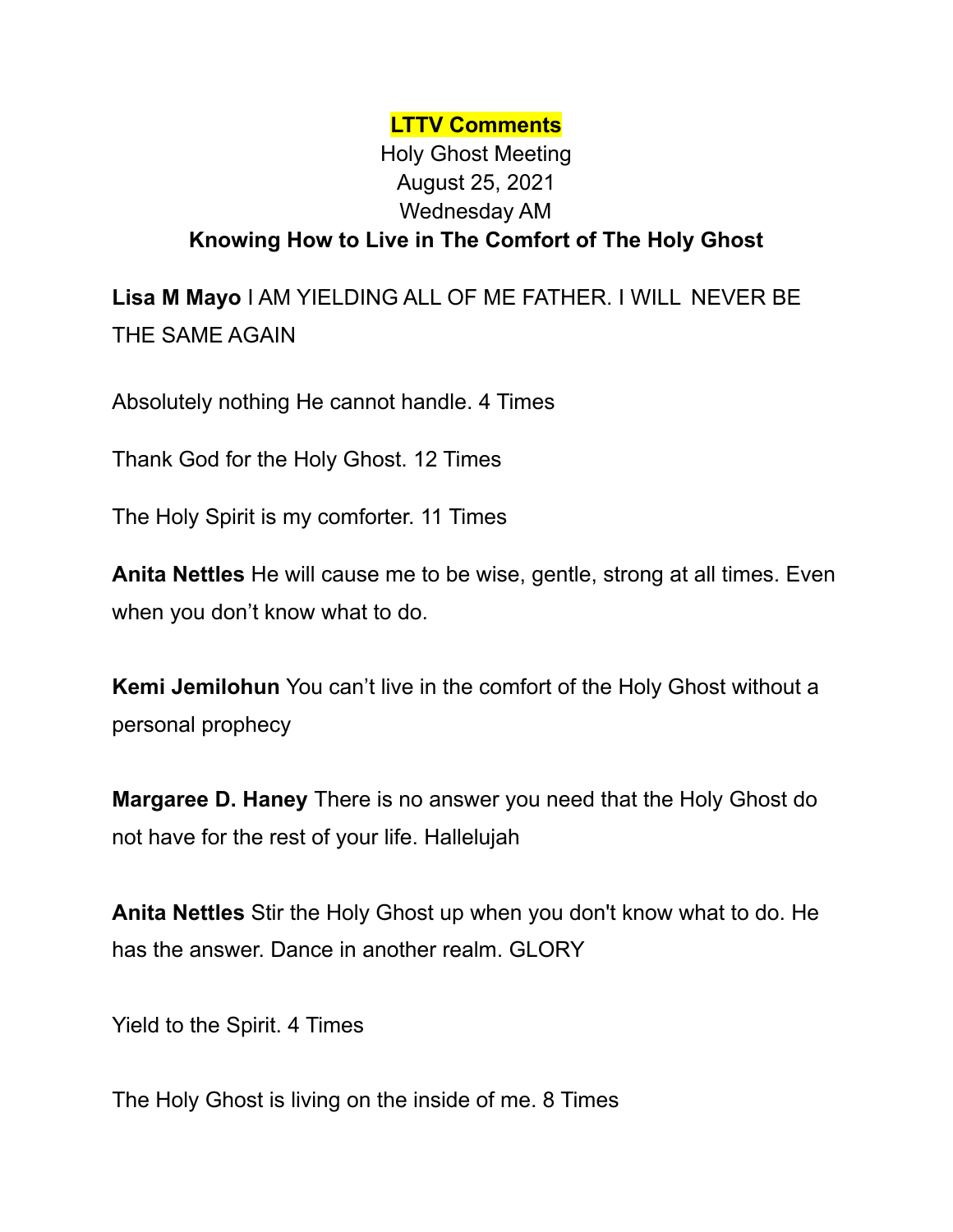**LTTV Comments**

Holy Ghost Meeting
August 25, 2021
Wednesday AM

**Knowing How to Live in The Comfort of The Holy Ghost**

**Lisa M Mayo** I AM YIELDING ALL OF ME FATHER. I WILL NEVER BE THE SAME AGAIN

Absolutely nothing He cannot handle. 4 Times

Thank God for the Holy Ghost. 12 Times

The Holy Spirit is my comforter. 11 Times

**Anita Nettles** He will cause me to be wise, gentle, strong at all times. Even when you don't know what to do.

**Kemi Jemilohun** You can't live in the comfort of the Holy Ghost without a personal prophecy

**Margaree D. Haney** There is no answer you need that the Holy Ghost do not have for the rest of your life. Hallelujah

**Anita Nettles** Stir the Holy Ghost up when you don't know what to do. He has the answer. Dance in another realm. GLORY

Yield to the Spirit. 4 Times

The Holy Ghost is living on the inside of me. 8 Times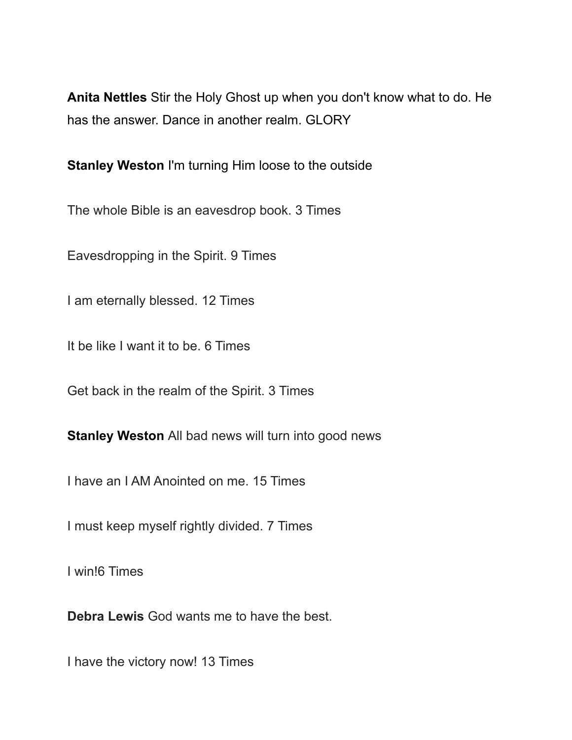**Anita Nettles** Stir the Holy Ghost up when you don't know what to do. He has the answer. Dance in another realm. GLORY

**Stanley Weston** I'm turning Him loose to the outside

The whole Bible is an eavesdrop book. 3 Times

Eavesdropping in the Spirit. 9 Times

I am eternally blessed. 12 Times

It be like I want it to be. 6 Times

Get back in the realm of the Spirit. 3 Times

**Stanley Weston** All bad news will turn into good news

I have an I AM Anointed on me. 15 Times

I must keep myself rightly divided. 7 Times

I win!6 Times

**Debra Lewis** God wants me to have the best.

I have the victory now! 13 Times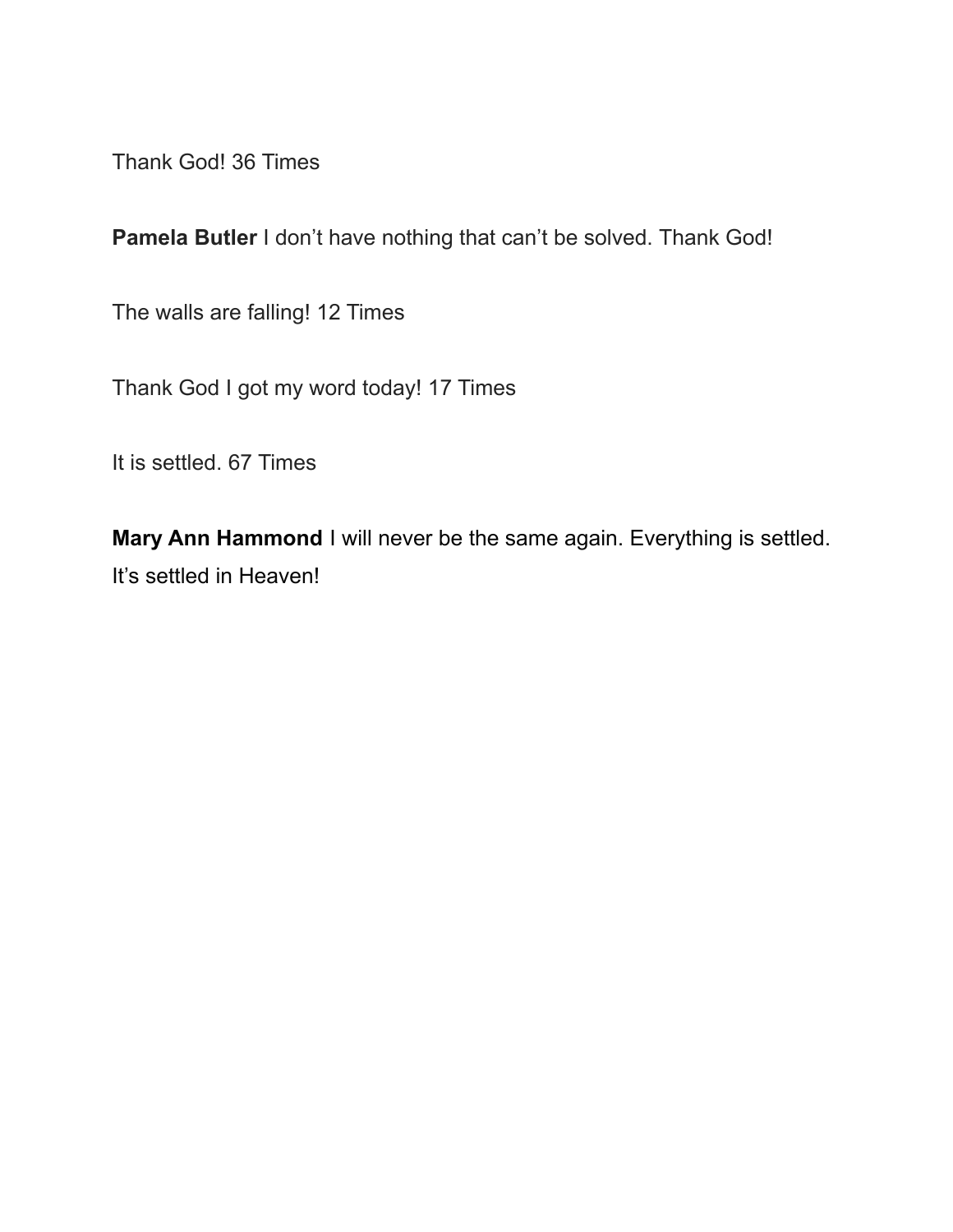Thank God! 36 Times

**Pamela Butler** I don't have nothing that can't be solved. Thank God!

The walls are falling! 12 Times

Thank God I got my word today! 17 Times

It is settled. 67 Times

**Mary Ann Hammond** I will never be the same again. Everything is settled. It's settled in Heaven!